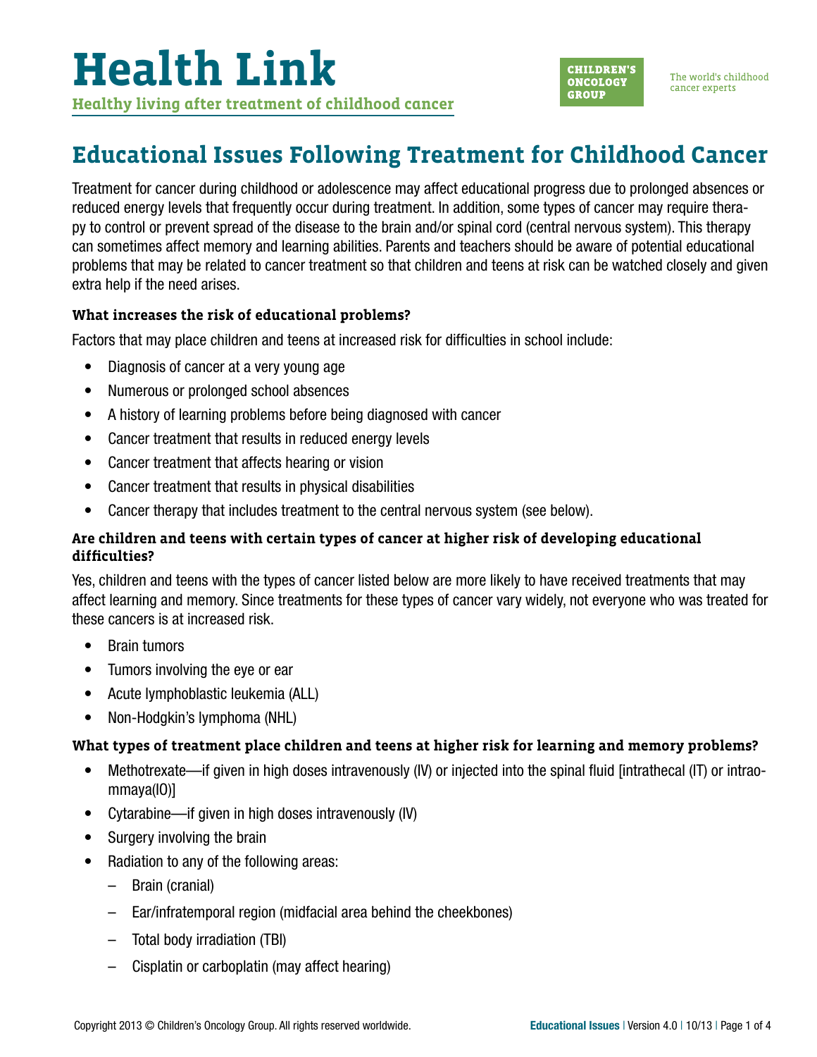# Health Link

**Healthy living after treatment of childhood cancer**

CHILDREN'S ONCOLOGY GROUP

The world's childhood cancer experts

## Educational Issues Following Treatment for Childhood Cancer

Treatment for cancer during childhood or adolescence may affect educational progress due to prolonged absences or reduced energy levels that frequently occur during treatment. In addition, some types of cancer may require therapy to control or prevent spread of the disease to the brain and/or spinal cord (central nervous system). This therapy can sometimes affect memory and learning abilities. Parents and teachers should be aware of potential educational problems that may be related to cancer treatment so that children and teens at risk can be watched closely and given extra help if the need arises.

### What increases the risk of educational problems?

Factors that may place children and teens at increased risk for difficulties in school include:

- Diagnosis of cancer at a very young age
- Numerous or prolonged school absences
- A history of learning problems before being diagnosed with cancer
- Cancer treatment that results in reduced energy levels
- Cancer treatment that affects hearing or vision
- Cancer treatment that results in physical disabilities
- Cancer therapy that includes treatment to the central nervous system (see below).

### Are children and teens with certain types of cancer at higher risk of developing educational difficulties?

Yes, children and teens with the types of cancer listed below are more likely to have received treatments that may affect learning and memory. Since treatments for these types of cancer vary widely, not everyone who was treated for these cancers is at increased risk.

- Brain tumors
- Tumors involving the eye or ear
- Acute lymphoblastic leukemia (ALL)
- Non-Hodgkin's lymphoma (NHL)

### What types of treatment place children and teens at higher risk for learning and memory problems?

- Methotrexate—if given in high doses intravenously (IV) or injected into the spinal fluid [intrathecal (IT) or intraommaya(IO)]
- Cytarabine—if given in high doses intravenously (IV)
- Surgery involving the brain
- Radiation to any of the following areas:
  - Brain (cranial)
  - Ear/infratemporal region (midfacial area behind the cheekbones)
  - Total body irradiation (TBI)
  - Cisplatin or carboplatin (may affect hearing)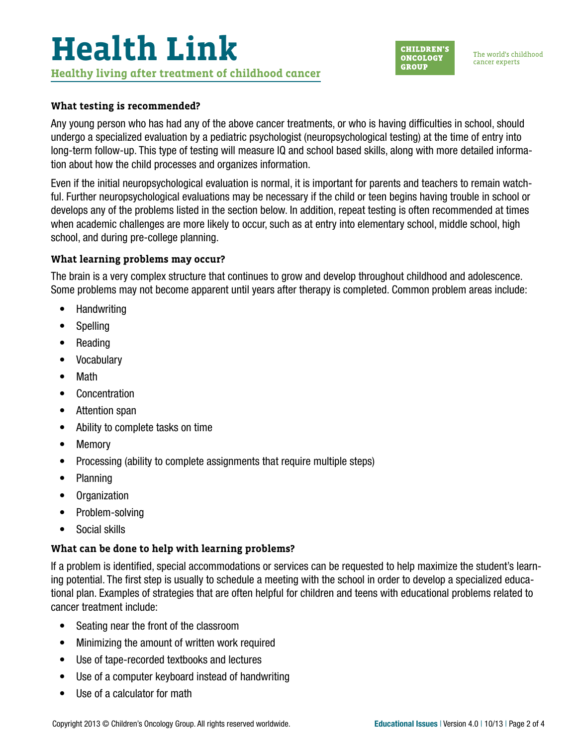### What testing is recommended?

Any young person who has had any of the above cancer treatments, or who is having difficulties in school, should undergo a specialized evaluation by a pediatric psychologist (neuropsychological testing) at the time of entry into long-term follow-up. This type of testing will measure IQ and school based skills, along with more detailed information about how the child processes and organizes information.

Even if the initial neuropsychological evaluation is normal, it is important for parents and teachers to remain watchful. Further neuropsychological evaluations may be necessary if the child or teen begins having trouble in school or develops any of the problems listed in the section below. In addition, repeat testing is often recommended at times when academic challenges are more likely to occur, such as at entry into elementary school, middle school, high school, and during pre-college planning.

### What learning problems may occur?

The brain is a very complex structure that continues to grow and develop throughout childhood and adolescence. Some problems may not become apparent until years after therapy is completed. Common problem areas include:

- Handwriting
- Spelling
- Reading
- Vocabulary
- Math
- Concentration
- Attention span
- Ability to complete tasks on time
- Memory
- Processing (ability to complete assignments that require multiple steps)
- Planning
- Organization
- Problem-solving
- Social skills

### What can be done to help with learning problems?

If a problem is identified, special accommodations or services can be requested to help maximize the student's learning potential. The first step is usually to schedule a meeting with the school in order to develop a specialized educational plan. Examples of strategies that are often helpful for children and teens with educational problems related to cancer treatment include:

- Seating near the front of the classroom
- Minimizing the amount of written work required
- Use of tape-recorded textbooks and lectures
- Use of a computer keyboard instead of handwriting
- Use of a calculator for math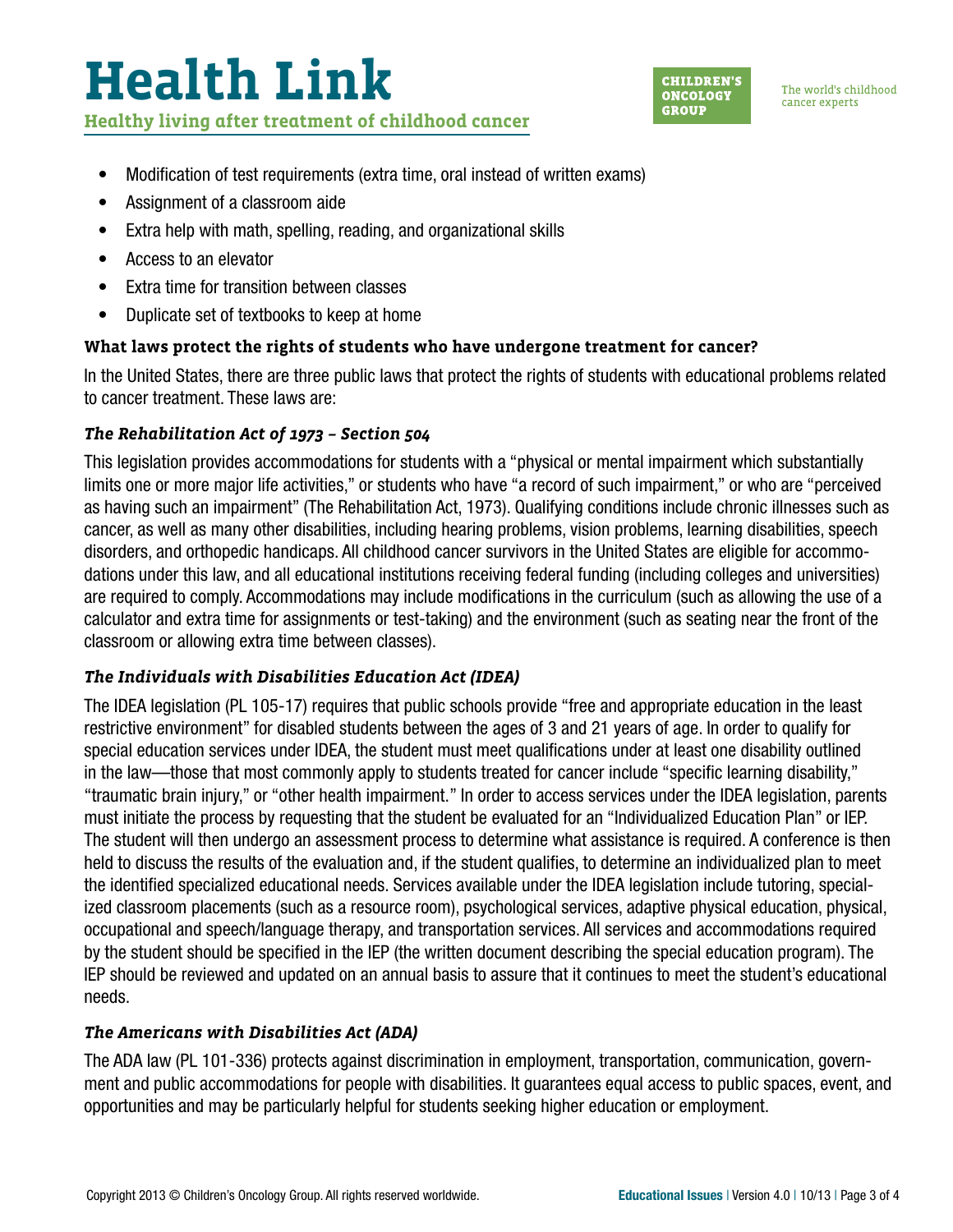- Modification of test requirements (extra time, oral instead of written exams)
- Assignment of a classroom aide
- Extra help with math, spelling, reading, and organizational skills
- Access to an elevator
- Extra time for transition between classes
- Duplicate set of textbooks to keep at home

### What laws protect the rights of students who have undergone treatment for cancer?

In the United States, there are three public laws that protect the rights of students with educational problems related to cancer treatment. These laws are:

#### *The Rehabilitation Act of 1973 – Section 504*

This legislation provides accommodations for students with a "physical or mental impairment which substantially limits one or more major life activities," or students who have "a record of such impairment," or who are "perceived as having such an impairment" (The Rehabilitation Act, 1973). Qualifying conditions include chronic illnesses such as cancer, as well as many other disabilities, including hearing problems, vision problems, learning disabilities, speech disorders, and orthopedic handicaps. All childhood cancer survivors in the United States are eligible for accommodations under this law, and all educational institutions receiving federal funding (including colleges and universities) are required to comply. Accommodations may include modifications in the curriculum (such as allowing the use of a calculator and extra time for assignments or test-taking) and the environment (such as seating near the front of the classroom or allowing extra time between classes).

#### *The Individuals with Disabilities Education Act (IDEA)*

The IDEA legislation (PL 105-17) requires that public schools provide "free and appropriate education in the least restrictive environment" for disabled students between the ages of 3 and 21 years of age. In order to qualify for special education services under IDEA, the student must meet qualifications under at least one disability outlined in the law—those that most commonly apply to students treated for cancer include "specific learning disability," "traumatic brain injury," or "other health impairment." In order to access services under the IDEA legislation, parents must initiate the process by requesting that the student be evaluated for an "Individualized Education Plan" or IEP. The student will then undergo an assessment process to determine what assistance is required. A conference is then held to discuss the results of the evaluation and, if the student qualifies, to determine an individualized plan to meet the identified specialized educational needs. Services available under the IDEA legislation include tutoring, specialized classroom placements (such as a resource room), psychological services, adaptive physical education, physical, occupational and speech/language therapy, and transportation services. All services and accommodations required by the student should be specified in the IEP (the written document describing the special education program). The IEP should be reviewed and updated on an annual basis to assure that it continues to meet the student's educational needs.

#### *The Americans with Disabilities Act (ADA)*

The ADA law (PL 101-336) protects against discrimination in employment, transportation, communication, government and public accommodations for people with disabilities. It guarantees equal access to public spaces, event, and opportunities and may be particularly helpful for students seeking higher education or employment.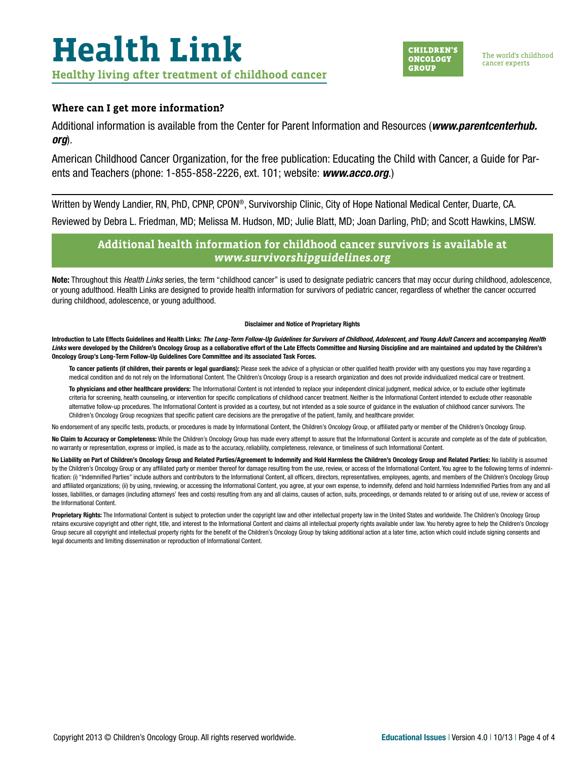### Where can I get more information?

Additional information is available from the Center for Parent Information and Resources (***www.parentcenterhub.org***).

American Childhood Cancer Organization, for the free publication: Educating the Child with Cancer, a Guide for Parents and Teachers (phone: 1-855-858-2226, ext. 101; website: ***www.acco.org***.)

---

Written by Wendy Landier, RN, PhD, CPNP, CPON®, Survivorship Clinic, City of Hope National Medical Center, Duarte, CA.

Reviewed by Debra L. Friedman, MD; Melissa M. Hudson, MD; Julie Blatt, MD; Joan Darling, PhD; and Scott Hawkins, LMSW.

**Additional health information for childhood cancer survivors is available at *www.survivorshipguidelines.org***

**Note:** Throughout this *Health Links* series, the term "childhood cancer" is used to designate pediatric cancers that may occur during childhood, adolescence, or young adulthood. Health Links are designed to provide health information for survivors of pediatric cancer, regardless of whether the cancer occurred during childhood, adolescence, or young adulthood.

**Disclaimer and Notice of Proprietary Rights**

**Introduction to Late Effects Guidelines and Health Links: *The Long-Term Follow-Up Guidelines for Survivors of Childhood, Adolescent, and Young Adult Cancers* and accompanying *Health Links* were developed by the Children's Oncology Group as a collaborative effort of the Late Effects Committee and Nursing Discipline and are maintained and updated by the Children's Oncology Group's Long-Term Follow-Up Guidelines Core Committee and its associated Task Forces.**

**To cancer patients (if children, their parents or legal guardians):** Please seek the advice of a physician or other qualified health provider with any questions you may have regarding a medical condition and do not rely on the Informational Content. The Children's Oncology Group is a research organization and does not provide individualized medical care or treatment.

**To physicians and other healthcare providers:** The Informational Content is not intended to replace your independent clinical judgment, medical advice, or to exclude other legitimate criteria for screening, health counseling, or intervention for specific complications of childhood cancer treatment. Neither is the Informational Content intended to exclude other reasonable alternative follow-up procedures. The Informational Content is provided as a courtesy, but not intended as a sole source of guidance in the evaluation of childhood cancer survivors. The Children's Oncology Group recognizes that specific patient care decisions are the prerogative of the patient, family, and healthcare provider.

No endorsement of any specific tests, products, or procedures is made by Informational Content, the Children's Oncology Group, or affiliated party or member of the Children's Oncology Group.

**No Claim to Accuracy or Completeness:** While the Children's Oncology Group has made every attempt to assure that the Informational Content is accurate and complete as of the date of publication, no warranty or representation, express or implied, is made as to the accuracy, reliability, completeness, relevance, or timeliness of such Informational Content.

**No Liability on Part of Children's Oncology Group and Related Parties/Agreement to Indemnify and Hold Harmless the Children's Oncology Group and Related Parties:** No liability is assumed by the Children's Oncology Group or any affiliated party or member thereof for damage resulting from the use, review, or access of the Informational Content. You agree to the following terms of indemnification: (i) "Indemnified Parties" include authors and contributors to the Informational Content, all officers, directors, representatives, employees, agents, and members of the Children's Oncology Group and affiliated organizations; (ii) by using, reviewing, or accessing the Informational Content, you agree, at your own expense, to indemnify, defend and hold harmless Indemnified Parties from any and all losses, liabilities, or damages (including attorneys' fees and costs) resulting from any and all claims, causes of action, suits, proceedings, or demands related to or arising out of use, review or access of the Informational Content.

**Proprietary Rights:** The Informational Content is subject to protection under the copyright law and other intellectual property law in the United States and worldwide. The Children's Oncology Group retains excursive copyright and other right, title, and interest to the Informational Content and claims all intellectual property rights available under law. You hereby agree to help the Children's Oncology Group secure all copyright and intellectual property rights for the benefit of the Children's Oncology Group by taking additional action at a later time, action which could include signing consents and legal documents and limiting dissemination or reproduction of Informational Content.